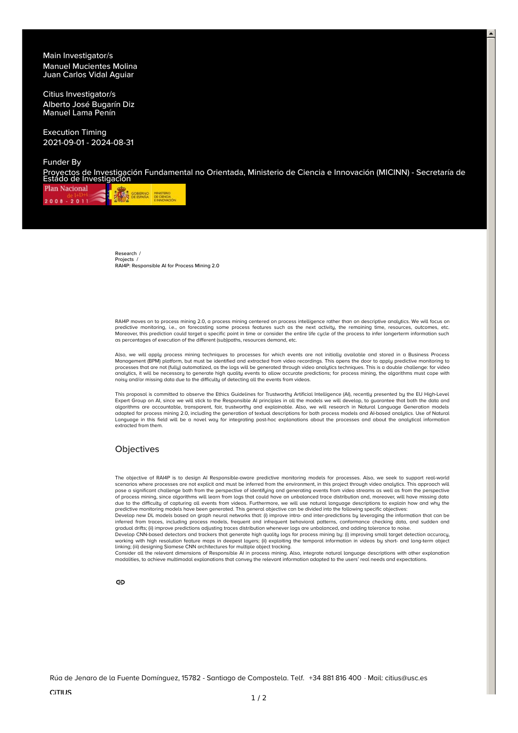Main Investigator/s

Manuel Mucientes Molina
Juan Carlos Vidal Aguiar

Citius Investigator/s

Alberto José Bugarín Diz
Manuel Lama Penín

Execution Timing

2021-09-01 - 2024-08-31

Funder By

Proyectos de Investigación Fundamental no Orientada, Ministerio de Ciencia e Innovación (MICINN) - Secretaría de Estado de Investigación

Research / Projects / RAI4P: Responsible AI for Process Mining 2.0

RAI4P moves on to process mining 2.0, a process mining centered on process intelligence rather than on descriptive analytics. We will focus on predictive monitoring, i.e., on forecasting some process features such as the next activity, the remaining time, resources, outcomes, etc. Moreover, this prediction could target a specific point in time or consider the entire life cycle of the process to infer longerterm information such as percentages of execution of the different (sub)paths, resources demand, etc.

Also, we will apply process mining techniques to processes for which events are not initially available and stored in a Business Process Management (BPM) platform, but must be identified and extracted from video recordings. This opens the door to apply predictive monitoring to processes that are not (fully) automatized, as the logs will be generated through video analytics techniques. This is a double challenge: for video analytics, it will be necessary to generate high quality events to allow accurate predictions; for process mining, the algorithms must cope with noisy and/or missing data due to the difficulty of detecting all the events from videos.

This proposal is committed to observe the Ethics Guidelines for Trustworthy Artificial Intelligence (AI), recently presented by the EU High-Level Expert Group on AI, since we will stick to the Responsible AI principles in all the models we will develop, to guarantee that both the data and algorithms are accountable, transparent, fair, trustworthy and explainable. Also, we will research in Natural Language Generation models adapted for process mining 2.0, including the generation of textual descriptions for both process models and AI-based analytics. Use of Natural Language in this field will be a novel way for integrating post-hoc explanations about the processes and about the analytical information extracted from them.

## Objectives

The objective of RAI4P is to design AI Responsible-aware predictive monitoring models for processes. Also, we seek to support real-world scenarios where processes are not explicit and must be inferred from the environment, in this project through video analytics. This approach will pose a significant challenge both from the perspective of identifying and generating events from video streams as well as from the perspective of process mining, since algorithms will learn from logs that could have an unbalanced trace distribution and, moreover, will have missing data due to the difficulty of capturing all events from videos. Furthermore, we will use natural language descriptions to explain how and why the predictive monitoring models have been generated. This general objective can be divided into the following specific objectives:

Develop new DL models based on graph neural networks that: (i) improve intra- and inter-predictions by leveraging the information that can be inferred from traces, including process models, frequent and infrequent behavioral patterns, conformance checking data, and sudden and gradual drifts; (ii) improve predictions adjusting traces distribution whenever logs are unbalanced, and adding tolerance to noise.

Develop CNN-based detectors and trackers that generate high quality logs for process mining by: (i) improving small target detection accuracy, working with high resolution feature maps in deepest layers; (ii) exploiting the temporal information in videos by short- and long-term object linking; (iii) designing Siamese CNN architectures for multiple object tracking.

Consider all the relevant dimensions of Responsible AI in process mining. Also, integrate natural language descriptions with other explanation modalities, to achieve multimodal explanations that convey the relevant information adapted to the users' real needs and expectations.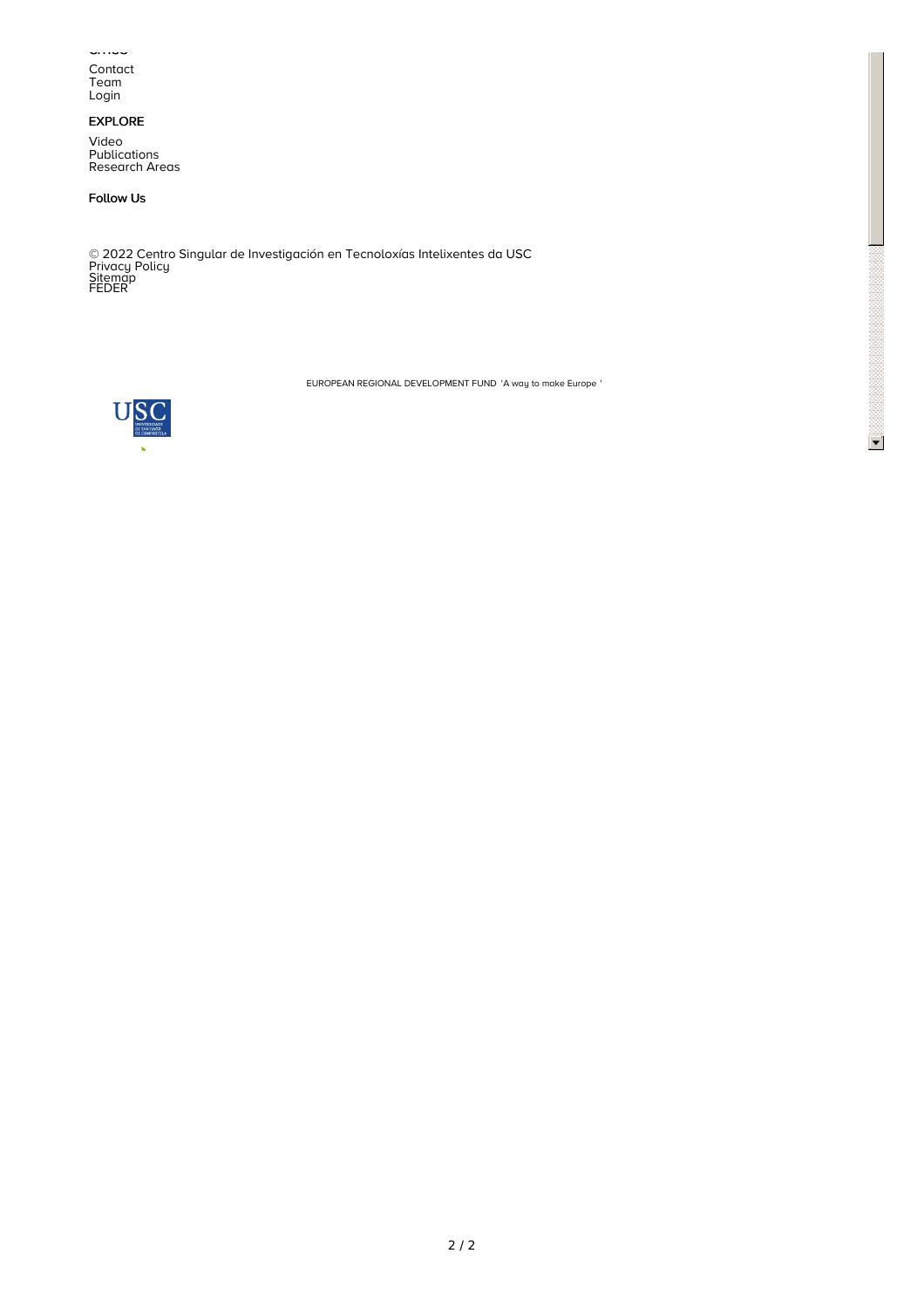Contact
Team
Login

**EXPLORE**

Video
Publications
Research Areas

**Follow Us**

© 2022 Centro Singular de Investigación en Tecnoloxías Intelixentes da USC
Privacy Policy
Sitemap
FEDER

EUROPEAN REGIONAL DEVELOPMENT FUND 'A way to make Europe '

USC
UNIVERSIDADE DE SANTIAGO DE COMPOSTELA